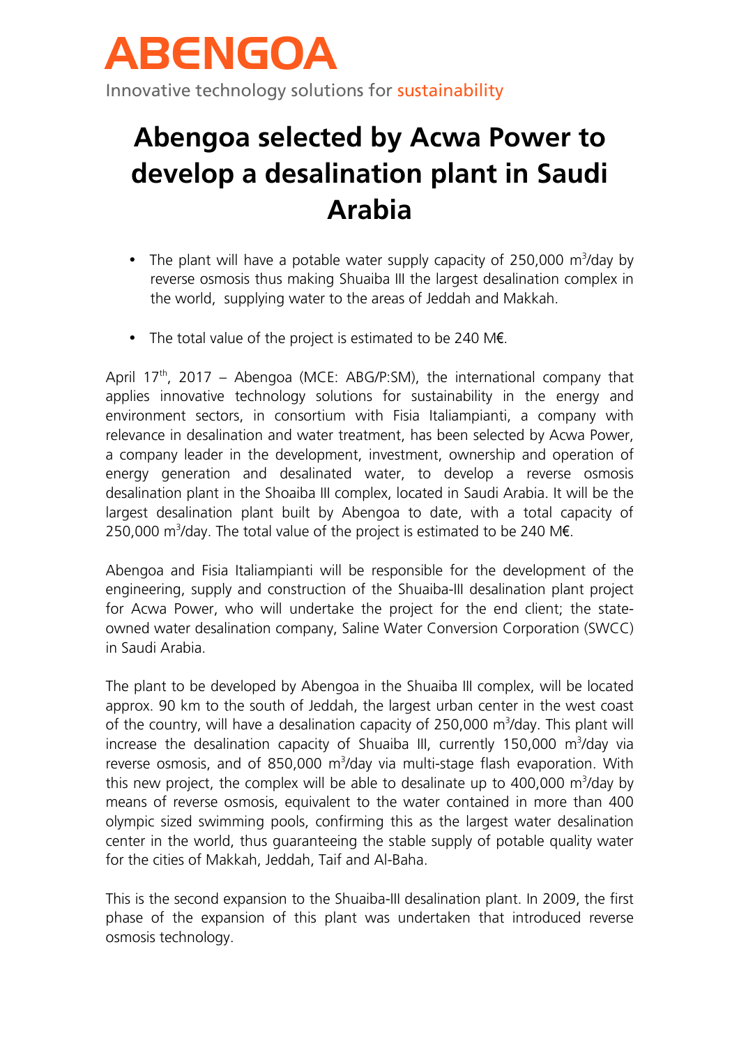# ABENGOA

Innovative technology solutions for sustainability

# Abengoa selected by Acwa Power to develop a desalination plant in Saudi Arabia

- The plant will have a potable water supply capacity of 250,000 $m^3$/day by reverse osmosis thus making Shuaiba III the largest desalination complex in the world, supplying water to the areas of Jeddah and Makkah.
- The total value of the project is estimated to be 240 M€.

April 17th, 2017 – Abengoa (MCE: ABG/P:SM), the international company that applies innovative technology solutions for sustainability in the energy and environment sectors, in consortium with Fisia Italiampianti, a company with relevance in desalination and water treatment, has been selected by Acwa Power, a company leader in the development, investment, ownership and operation of energy generation and desalinated water, to develop a reverse osmosis desalination plant in the Shoaiba III complex, located in Saudi Arabia. It will be the largest desalination plant built by Abengoa to date, with a total capacity of 250,000 $m^3$/day. The total value of the project is estimated to be 240 M€.

Abengoa and Fisia Italiampianti will be responsible for the development of the engineering, supply and construction of the Shuaiba-III desalination plant project for Acwa Power, who will undertake the project for the end client; the state-owned water desalination company, Saline Water Conversion Corporation (SWCC) in Saudi Arabia.

The plant to be developed by Abengoa in the Shuaiba III complex, will be located approx. 90 km to the south of Jeddah, the largest urban center in the west coast of the country, will have a desalination capacity of 250,000 $m^3$/day. This plant will increase the desalination capacity of Shuaiba III, currently 150,000 $m^3$/day via reverse osmosis, and of 850,000 $m^3$/day via multi-stage flash evaporation. With this new project, the complex will be able to desalinate up to 400,000 $m^3$/day by means of reverse osmosis, equivalent to the water contained in more than 400 olympic sized swimming pools, confirming this as the largest water desalination center in the world, thus guaranteeing the stable supply of potable quality water for the cities of Makkah, Jeddah, Taif and Al-Baha.

This is the second expansion to the Shuaiba-III desalination plant. In 2009, the first phase of the expansion of this plant was undertaken that introduced reverse osmosis technology.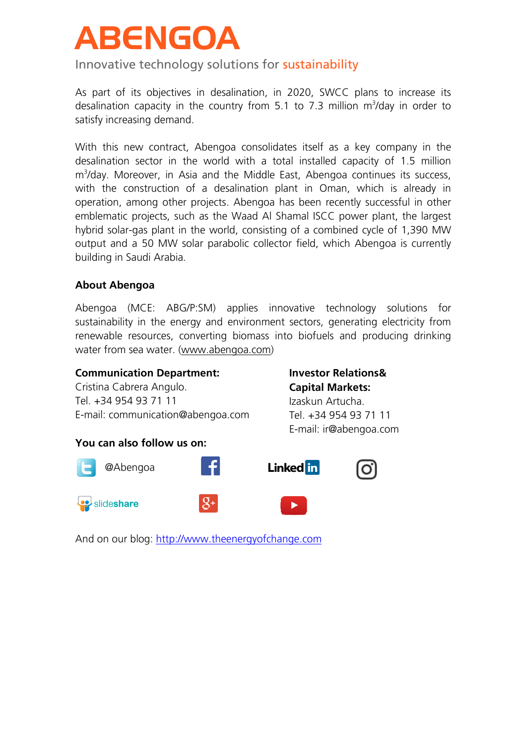# ABENGOA

Innovative technology solutions for sustainability

As part of its objectives in desalination, in 2020, SWCC plans to increase its desalination capacity in the country from 5.1 to 7.3 million $m^3$/day in order to satisfy increasing demand.

With this new contract, Abengoa consolidates itself as a key company in the desalination sector in the world with a total installed capacity of 1.5 million $m^3$/day. Moreover, in Asia and the Middle East, Abengoa continues its success, with the construction of a desalination plant in Oman, which is already in operation, among other projects. Abengoa has been recently successful in other emblematic projects, such as the Waad Al Shamal ISCC power plant, the largest hybrid solar-gas plant in the world, consisting of a combined cycle of 1,390 MW output and a 50 MW solar parabolic collector field, which Abengoa is currently building in Saudi Arabia.

**About Abengoa**

Abengoa (MCE: ABG/P:SM) applies innovative technology solutions for sustainability in the energy and environment sectors, generating electricity from renewable resources, converting biomass into biofuels and producing drinking water from sea water. (www.abengoa.com)

**Communication Department:**
Cristina Cabrera Angulo.
Tel. +34 954 93 71 11
E-mail: communication@abengoa.com

**Investor Relations& Capital Markets:**
Izaskun Artucha.
Tel. +34 954 93 71 11
E-mail: ir@abengoa.com

**You can also follow us on:**

@Abengoa

Linkedin

slideshare

And on our blog: http://www.theenergyofchange.com